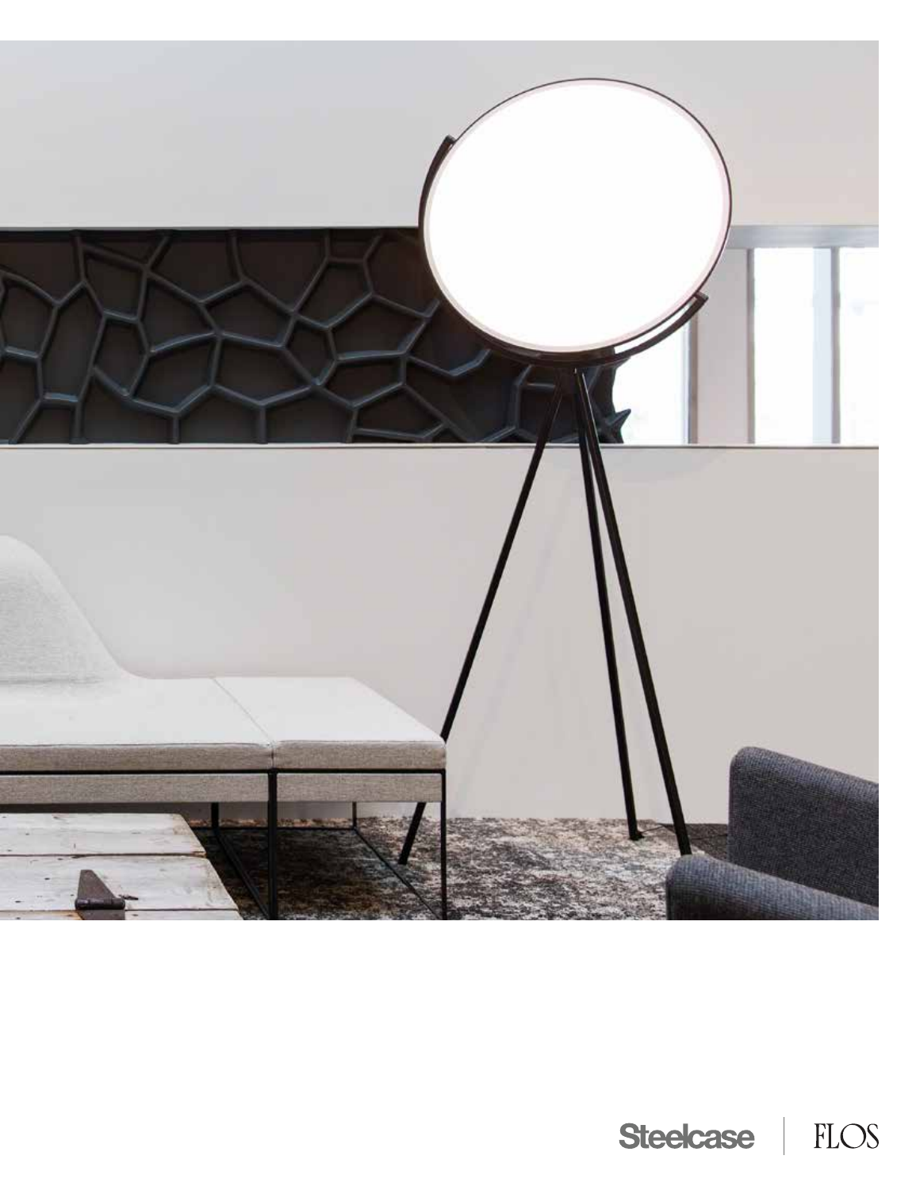Steelcase | FLOS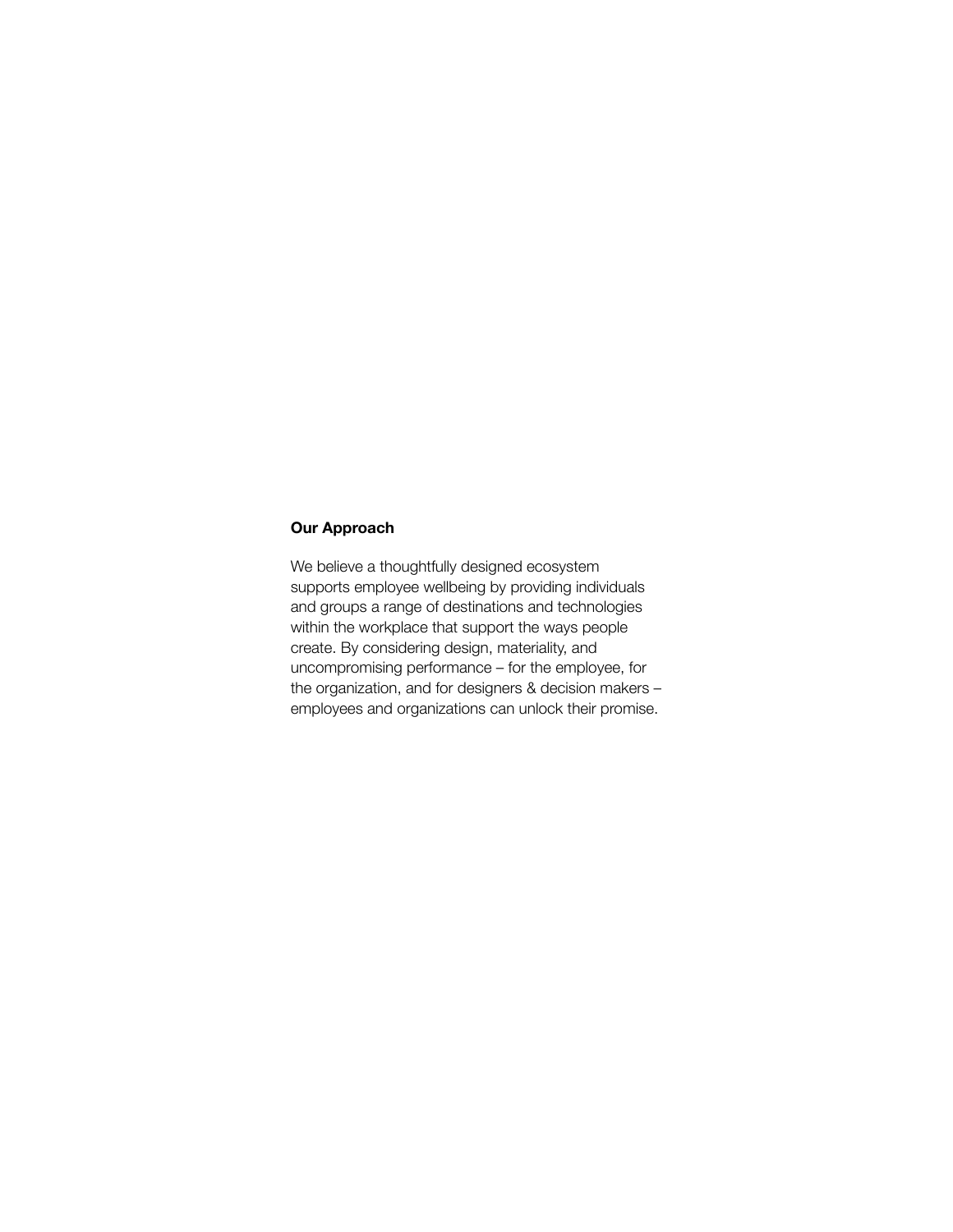**Our Approach**

We believe a thoughtfully designed ecosystem supports employee wellbeing by providing individuals and groups a range of destinations and technologies within the workplace that support the ways people create. By considering design, materiality, and uncompromising performance – for the employee, for the organization, and for designers & decision makers – employees and organizations can unlock their promise.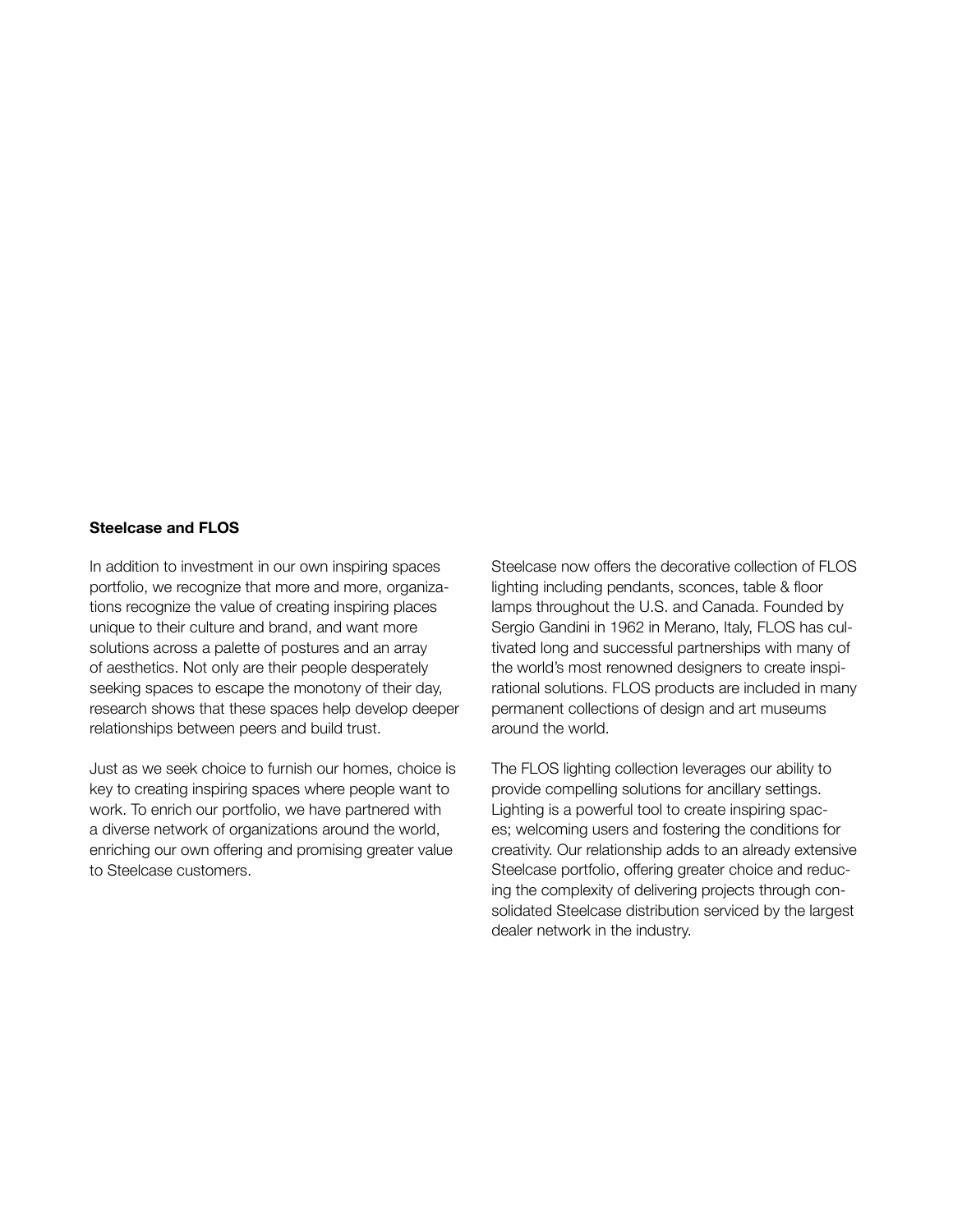**Steelcase and FLOS**

In addition to investment in our own inspiring spaces portfolio, we recognize that more and more, organizations recognize the value of creating inspiring places unique to their culture and brand, and want more solutions across a palette of postures and an array of aesthetics. Not only are their people desperately seeking spaces to escape the monotony of their day, research shows that these spaces help develop deeper relationships between peers and build trust.

Just as we seek choice to furnish our homes, choice is key to creating inspiring spaces where people want to work. To enrich our portfolio, we have partnered with a diverse network of organizations around the world, enriching our own offering and promising greater value to Steelcase customers.

Steelcase now offers the decorative collection of FLOS lighting including pendants, sconces, table & floor lamps throughout the U.S. and Canada. Founded by Sergio Gandini in 1962 in Merano, Italy, FLOS has cultivated long and successful partnerships with many of the world's most renowned designers to create inspirational solutions. FLOS products are included in many permanent collections of design and art museums around the world.

The FLOS lighting collection leverages our ability to provide compelling solutions for ancillary settings. Lighting is a powerful tool to create inspiring spaces; welcoming users and fostering the conditions for creativity. Our relationship adds to an already extensive Steelcase portfolio, offering greater choice and reducing the complexity of delivering projects through consolidated Steelcase distribution serviced by the largest dealer network in the industry.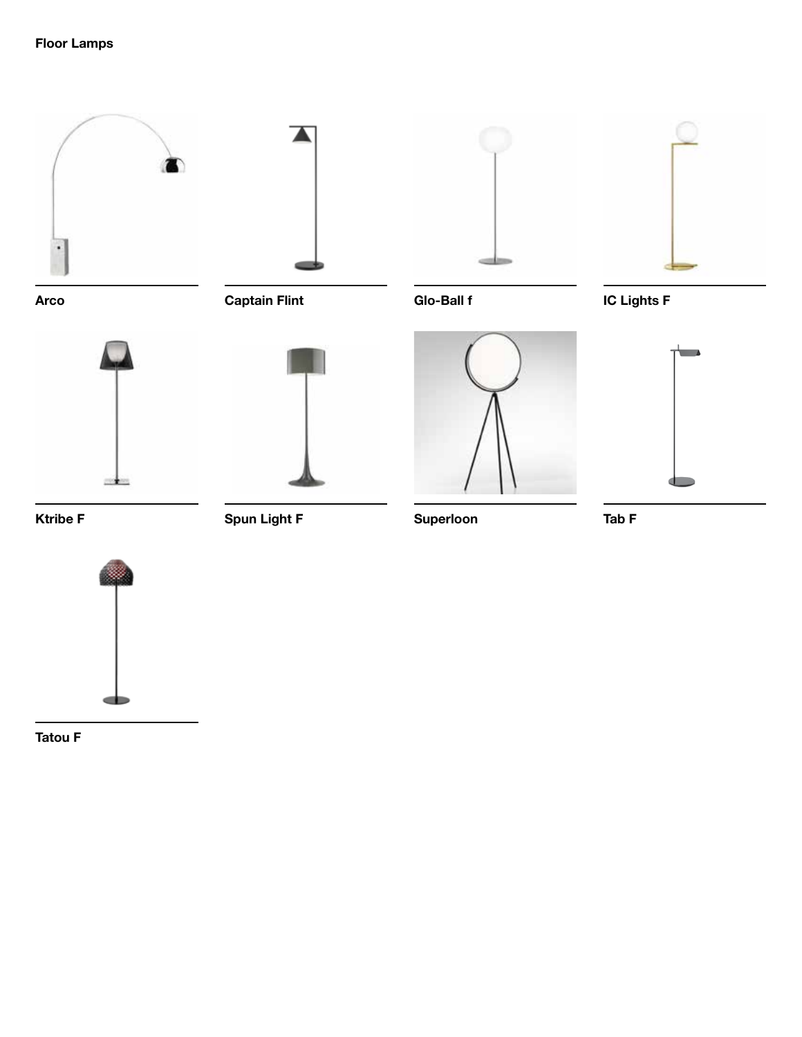# Floor Lamps

**Arco**

**Captain Flint**

**Glo-Ball f**

**IC Lights F**

**Ktribe F**

**Spun Light F**

**Superloon**

**Tab F**

**Tatou F**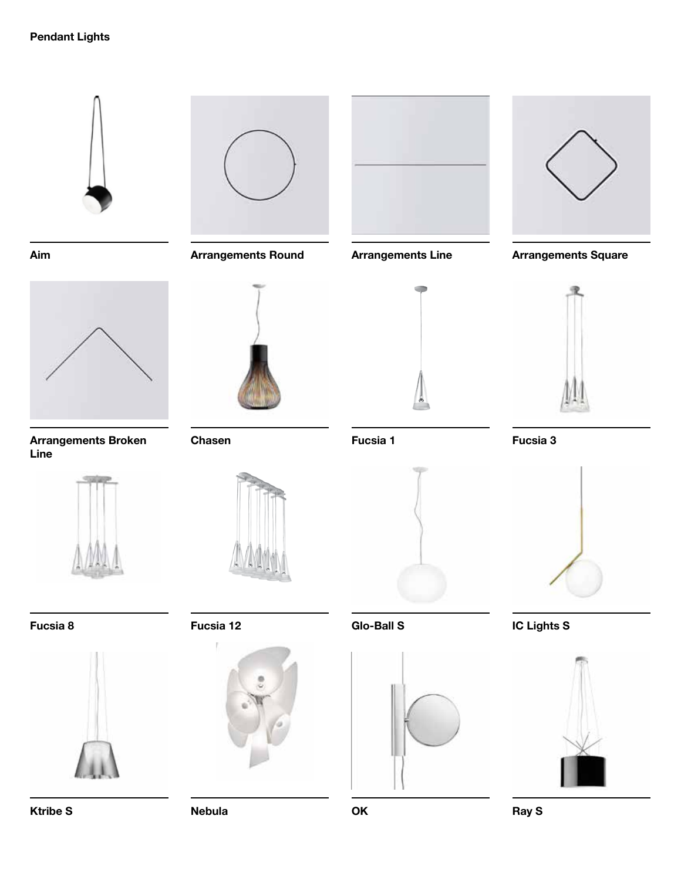## Pendant Lights

Aim

Arrangements Round

Arrangements Line

Arrangements Square

Arrangements Broken Line

Chasen

Fucsia 1

Fucsia 3

Fucsia 8

Fucsia 12

Glo-Ball S

IC Lights S

Ktribe S

Nebula

OK

Ray S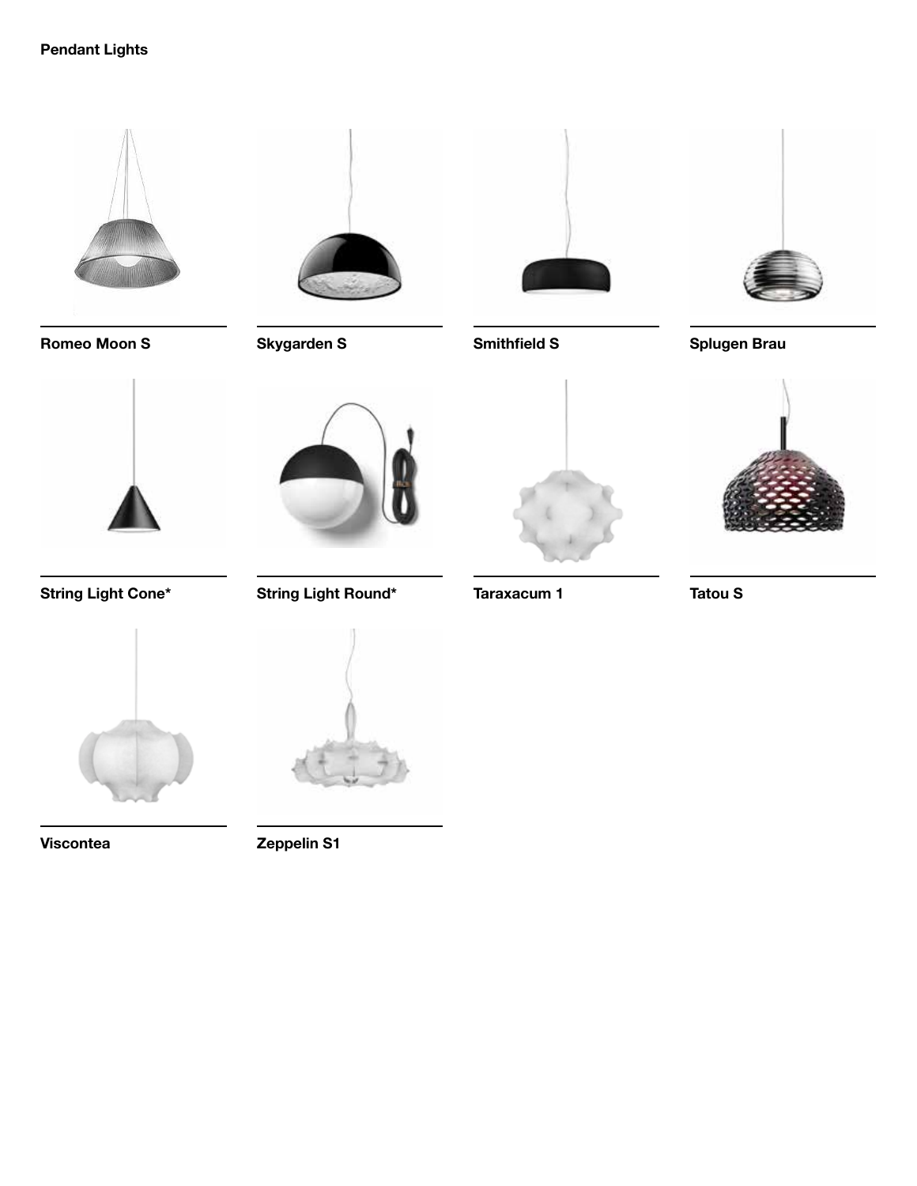**Pendant Lights**

**Romeo Moon S**

**Skygarden S**

**Smithfield S**

**Splugen Brau**

**String Light Cone***

**String Light Round***

**Taraxacum 1**

**Tatou S**

**Viscontea**

**Zeppelin S1**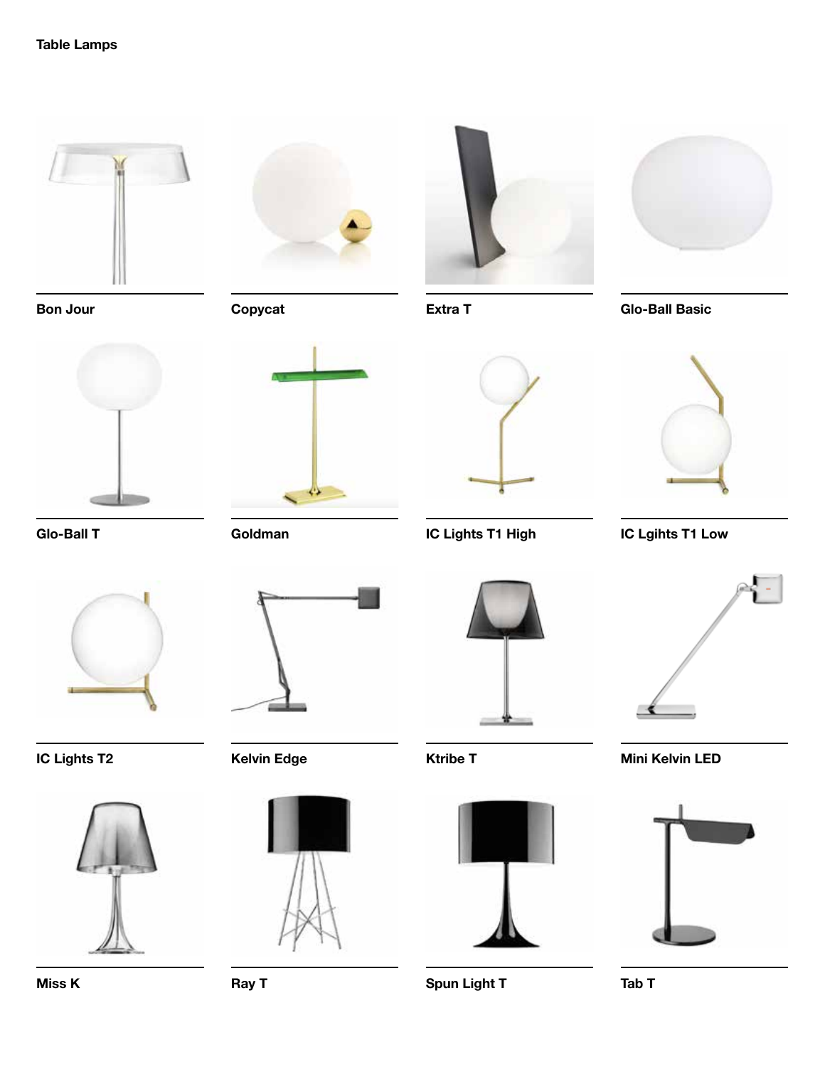**Table Lamps**

Bon Jour

Copycat

Extra T

Glo-Ball Basic

Glo-Ball T

Goldman

IC Lights T1 High

IC Lgihts T1 Low

IC Lights T2

Kelvin Edge

Ktribe T

Mini Kelvin LED

Miss K

Ray T

Spun Light T

Tab T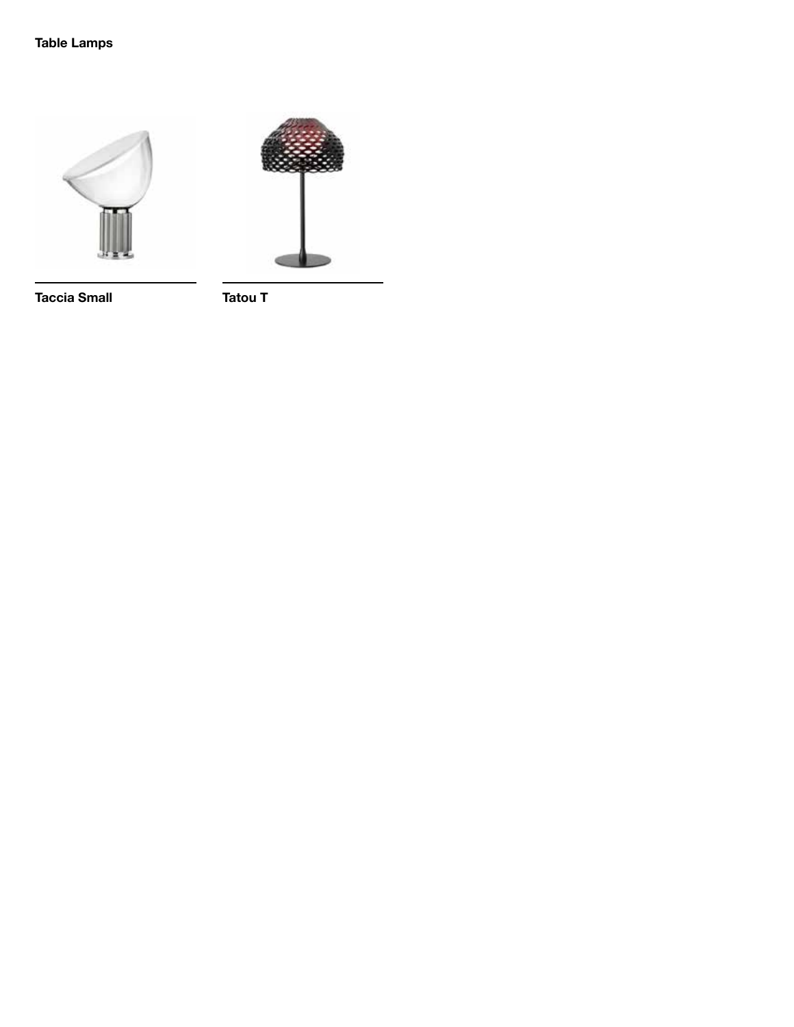**Table Lamps**

**Taccia Small**

**Tatou T**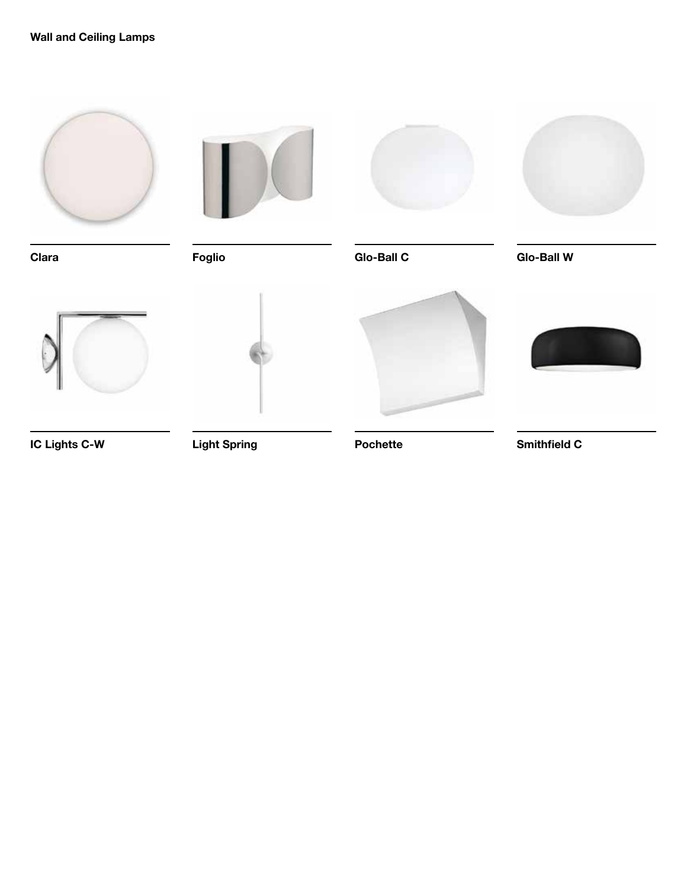**Wall and Ceiling Lamps**

**Clara**

**Foglio**

**Glo-Ball C**

**Glo-Ball W**

**IC Lights C-W**

**Light Spring**

**Pochette**

**Smithfield C**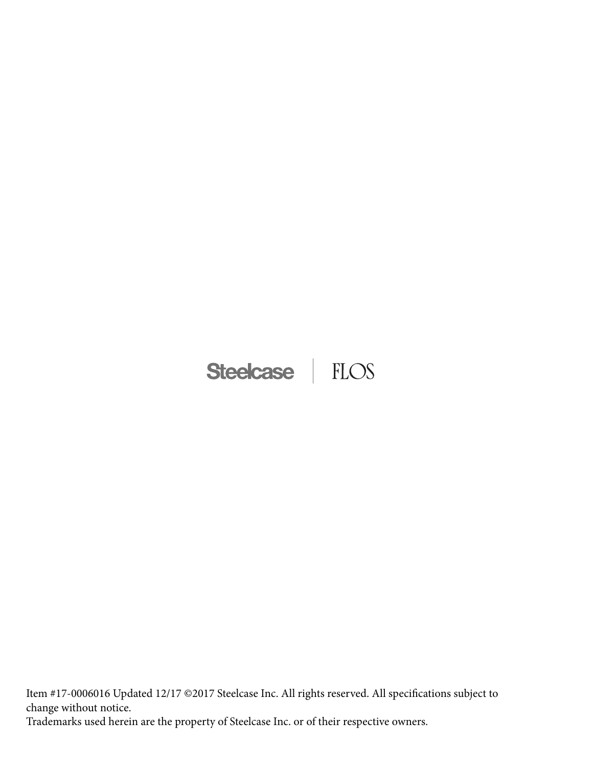Steelcase | FLOS

Item #17-0006016 Updated 12/17 ©2017 Steelcase Inc. All rights reserved. All specifications subject to change without notice.
Trademarks used herein are the property of Steelcase Inc. or of their respective owners.